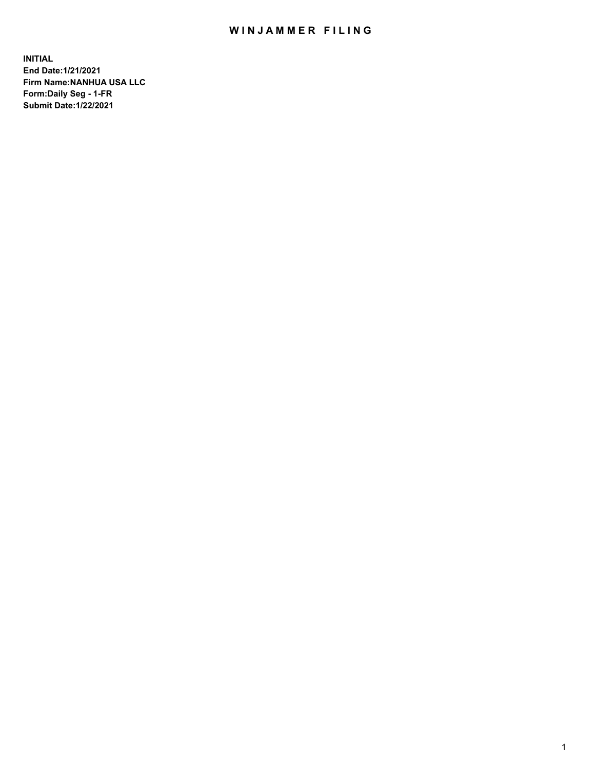# WINJAMMER FILING

**INITIAL**
**End Date:1/21/2021**
**Firm Name:NANHUA USA LLC**
**Form:Daily Seg - 1-FR**
**Submit Date:1/22/2021**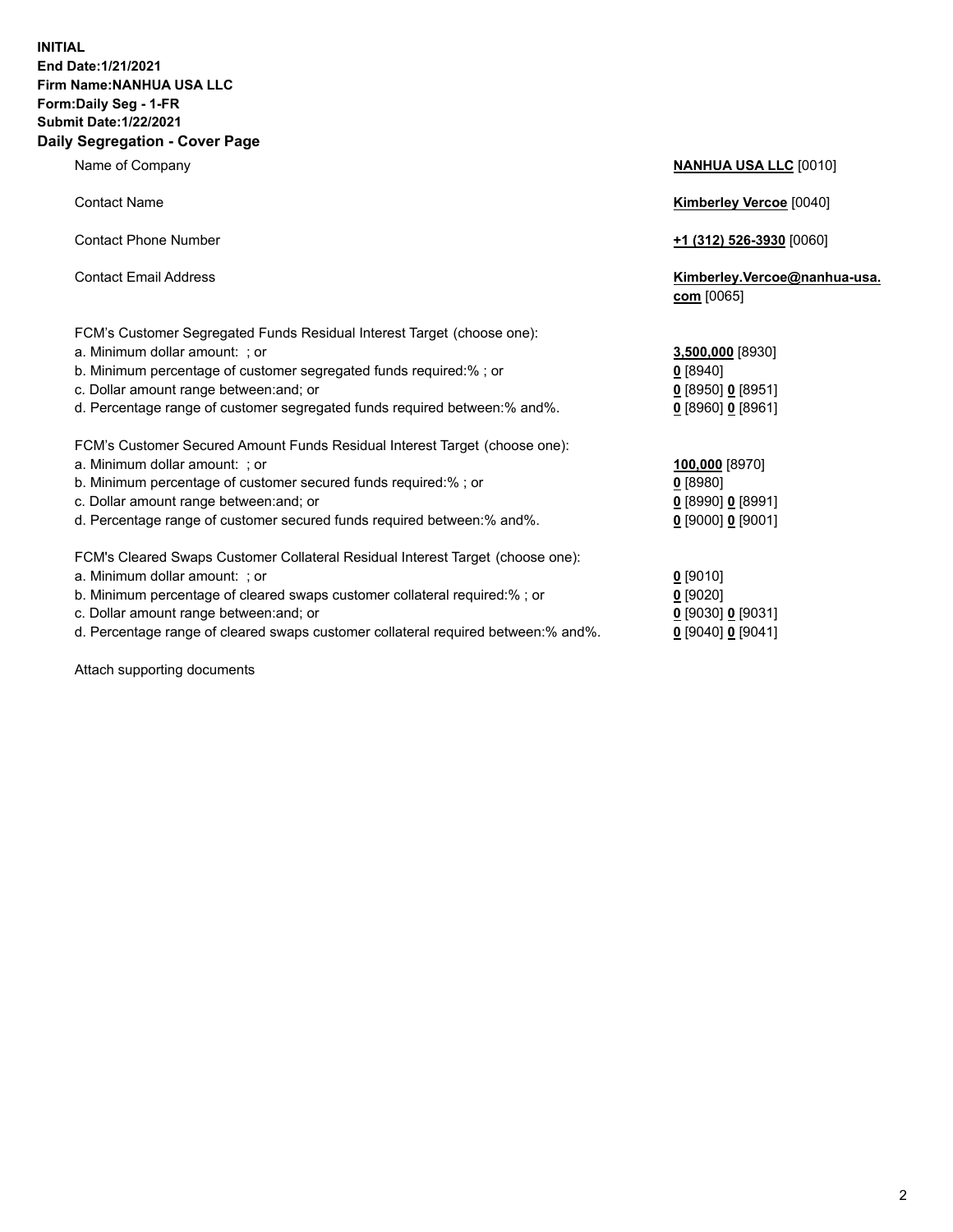**INITIAL**
**End Date:1/21/2021**
**Firm Name:NANHUA USA LLC**
**Form:Daily Seg - 1-FR**
**Submit Date:1/22/2021**

## Daily Segregation - Cover Page

| | |
|---|---|
| Name of Company | **NANHUA USA LLC** [0010] |
| Contact Name | **Kimberley Vercoe** [0040] |
| Contact Phone Number | **+1 (312) 526-3930** [0060] |
| Contact Email Address | **Kimberley.Vercoe@nanhua-usa.com** [0065] |

FCM's Customer Segregated Funds Residual Interest Target (choose one):

| | |
|---|---|
| a. Minimum dollar amount: ; or | **3,500,000** [8930] |
| b. Minimum percentage of customer segregated funds required:% ; or | **0** [8940] |
| c. Dollar amount range between:and; or | **0** [8950] **0** [8951] |
| d. Percentage range of customer segregated funds required between:% and%. | **0** [8960] **0** [8961] |

FCM's Customer Secured Amount Funds Residual Interest Target (choose one):

| | |
|---|---|
| a. Minimum dollar amount: ; or | **100,000** [8970] |
| b. Minimum percentage of customer secured funds required:% ; or | **0** [8980] |
| c. Dollar amount range between:and; or | **0** [8990] **0** [8991] |
| d. Percentage range of customer secured funds required between:% and%. | **0** [9000] **0** [9001] |

FCM's Cleared Swaps Customer Collateral Residual Interest Target (choose one):

| | |
|---|---|
| a. Minimum dollar amount: ; or | **0** [9010] |
| b. Minimum percentage of cleared swaps customer collateral required:% ; or | **0** [9020] |
| c. Dollar amount range between:and; or | **0** [9030] **0** [9031] |
| d. Percentage range of cleared swaps customer collateral required between:% and%. | **0** [9040] **0** [9041] |

Attach supporting documents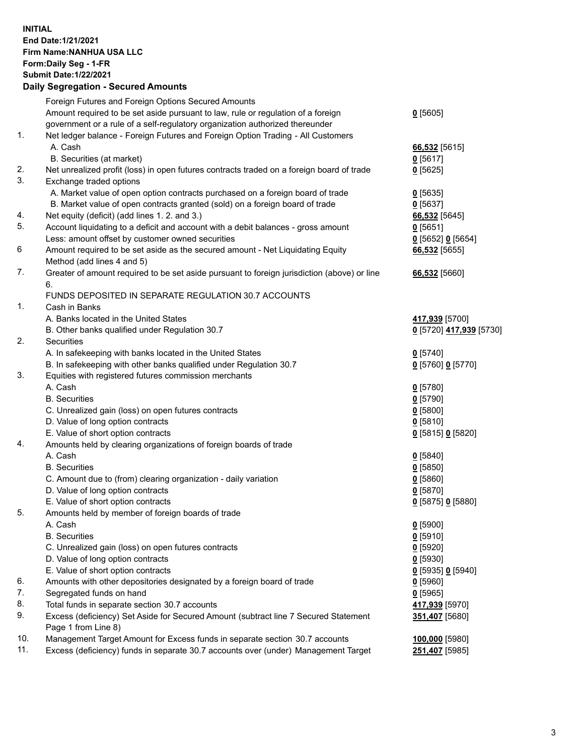**INITIAL**
**End Date:1/21/2021**
**Firm Name:NANHUA USA LLC**
**Form:Daily Seg - 1-FR**
**Submit Date:1/22/2021**

## Daily Segregation - Secured Amounts

| | | |
|---|---|---|
| | Foreign Futures and Foreign Options Secured Amounts | |
| | Amount required to be set aside pursuant to law, rule or regulation of a foreign government or a rule of a self-regulatory organization authorized thereunder | **0** [5605] |
| 1. | Net ledger balance - Foreign Futures and Foreign Option Trading - All Customers | |
| | A. Cash | **66,532** [5615] |
| | B. Securities (at market) | **0** [5617] |
| 2. | Net unrealized profit (loss) in open futures contracts traded on a foreign board of trade | **0** [5625] |
| 3. | Exchange traded options | |
| | A. Market value of open option contracts purchased on a foreign board of trade | **0** [5635] |
| | B. Market value of open contracts granted (sold) on a foreign board of trade | **0** [5637] |
| 4. | Net equity (deficit) (add lines 1. 2. and 3.) | **66,532** [5645] |
| 5. | Account liquidating to a deficit and account with a debit balances - gross amount | **0** [5651] |
| | Less: amount offset by customer owned securities | **0** [5652] **0** [5654] |
| 6 | Amount required to be set aside as the secured amount - Net Liquidating Equity Method (add lines 4 and 5) | **66,532** [5655] |
| 7. | Greater of amount required to be set aside pursuant to foreign jurisdiction (above) or line 6. | **66,532** [5660] |
| | FUNDS DEPOSITED IN SEPARATE REGULATION 30.7 ACCOUNTS | |
| 1. | Cash in Banks | |
| | A. Banks located in the United States | **417,939** [5700] |
| | B. Other banks qualified under Regulation 30.7 | **0** [5720] **417,939** [5730] |
| 2. | Securities | |
| | A. In safekeeping with banks located in the United States | **0** [5740] |
| | B. In safekeeping with other banks qualified under Regulation 30.7 | **0** [5760] **0** [5770] |
| 3. | Equities with registered futures commission merchants | |
| | A. Cash | **0** [5780] |
| | B. Securities | **0** [5790] |
| | C. Unrealized gain (loss) on open futures contracts | **0** [5800] |
| | D. Value of long option contracts | **0** [5810] |
| | E. Value of short option contracts | **0** [5815] **0** [5820] |
| 4. | Amounts held by clearing organizations of foreign boards of trade | |
| | A. Cash | **0** [5840] |
| | B. Securities | **0** [5850] |
| | C. Amount due to (from) clearing organization - daily variation | **0** [5860] |
| | D. Value of long option contracts | **0** [5870] |
| | E. Value of short option contracts | **0** [5875] **0** [5880] |
| 5. | Amounts held by member of foreign boards of trade | |
| | A. Cash | **0** [5900] |
| | B. Securities | **0** [5910] |
| | C. Unrealized gain (loss) on open futures contracts | **0** [5920] |
| | D. Value of long option contracts | **0** [5930] |
| | E. Value of short option contracts | **0** [5935] **0** [5940] |
| 6. | Amounts with other depositories designated by a foreign board of trade | **0** [5960] |
| 7. | Segregated funds on hand | **0** [5965] |
| 8. | Total funds in separate section 30.7 accounts | **417,939** [5970] |
| 9. | Excess (deficiency) Set Aside for Secured Amount (subtract line 7 Secured Statement Page 1 from Line 8) | **351,407** [5680] |
| 10. | Management Target Amount for Excess funds in separate section 30.7 accounts | **100,000** [5980] |
| 11. | Excess (deficiency) funds in separate 30.7 accounts over (under) Management Target | **251,407** [5985] |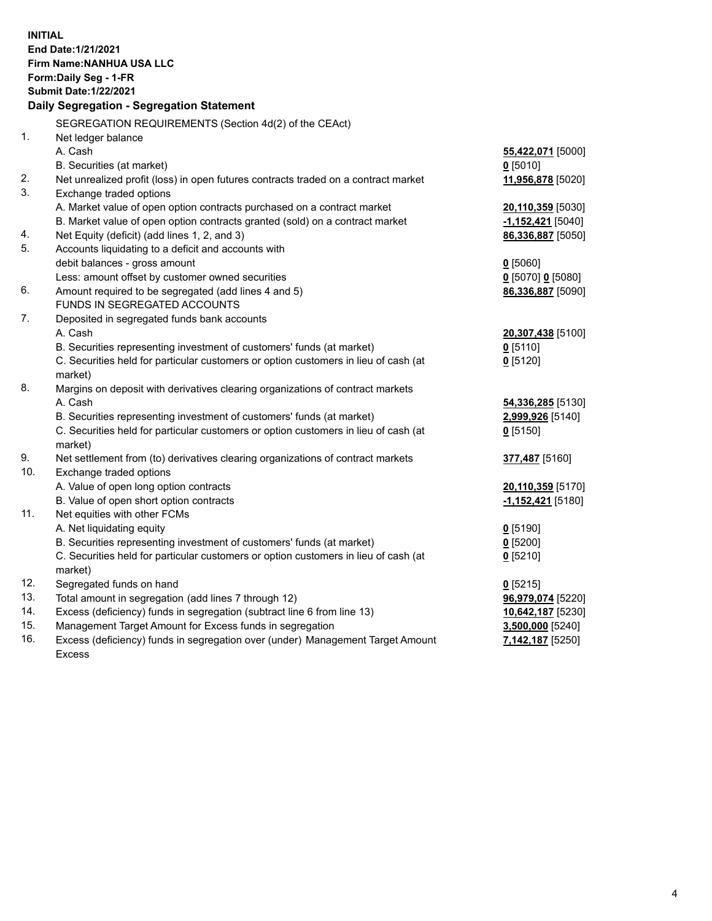**INITIAL**
**End Date:1/21/2021**
**Firm Name:NANHUA USA LLC**
**Form:Daily Seg - 1-FR**
**Submit Date:1/22/2021**

## Daily Segregation - Segregation Statement

| | | |
|---|---|---|
| | SEGREGATION REQUIREMENTS (Section 4d(2) of the CEAct) | |
| 1. | Net ledger balance | |
| | A. Cash | **55,422,071** [5000] |
| | B. Securities (at market) | **0** [5010] |
| 2. | Net unrealized profit (loss) in open futures contracts traded on a contract market | **11,956,878** [5020] |
| 3. | Exchange traded options | |
| | A. Market value of open option contracts purchased on a contract market | **20,110,359** [5030] |
| | B. Market value of open option contracts granted (sold) on a contract market | **-1,152,421** [5040] |
| 4. | Net Equity (deficit) (add lines 1, 2, and 3) | **86,336,887** [5050] |
| 5. | Accounts liquidating to a deficit and accounts with debit balances - gross amount | **0** [5060] |
| | Less: amount offset by customer owned securities | **0** [5070] **0** [5080] |
| 6. | Amount required to be segregated (add lines 4 and 5) | **86,336,887** [5090] |
| | FUNDS IN SEGREGATED ACCOUNTS | |
| 7. | Deposited in segregated funds bank accounts | |
| | A. Cash | **20,307,438** [5100] |
| | B. Securities representing investment of customers' funds (at market) | **0** [5110] |
| | C. Securities held for particular customers or option customers in lieu of cash (at market) | **0** [5120] |
| 8. | Margins on deposit with derivatives clearing organizations of contract markets | |
| | A. Cash | **54,336,285** [5130] |
| | B. Securities representing investment of customers' funds (at market) | **2,999,926** [5140] |
| | C. Securities held for particular customers or option customers in lieu of cash (at market) | **0** [5150] |
| 9. | Net settlement from (to) derivatives clearing organizations of contract markets | **377,487** [5160] |
| 10. | Exchange traded options | |
| | A. Value of open long option contracts | **20,110,359** [5170] |
| | B. Value of open short option contracts | **-1,152,421** [5180] |
| 11. | Net equities with other FCMs | |
| | A. Net liquidating equity | **0** [5190] |
| | B. Securities representing investment of customers' funds (at market) | **0** [5200] |
| | C. Securities held for particular customers or option customers in lieu of cash (at market) | **0** [5210] |
| 12. | Segregated funds on hand | **0** [5215] |
| 13. | Total amount in segregation (add lines 7 through 12) | **96,979,074** [5220] |
| 14. | Excess (deficiency) funds in segregation (subtract line 6 from line 13) | **10,642,187** [5230] |
| 15. | Management Target Amount for Excess funds in segregation | **3,500,000** [5240] |
| 16. | Excess (deficiency) funds in segregation over (under) Management Target Amount Excess | **7,142,187** [5250] |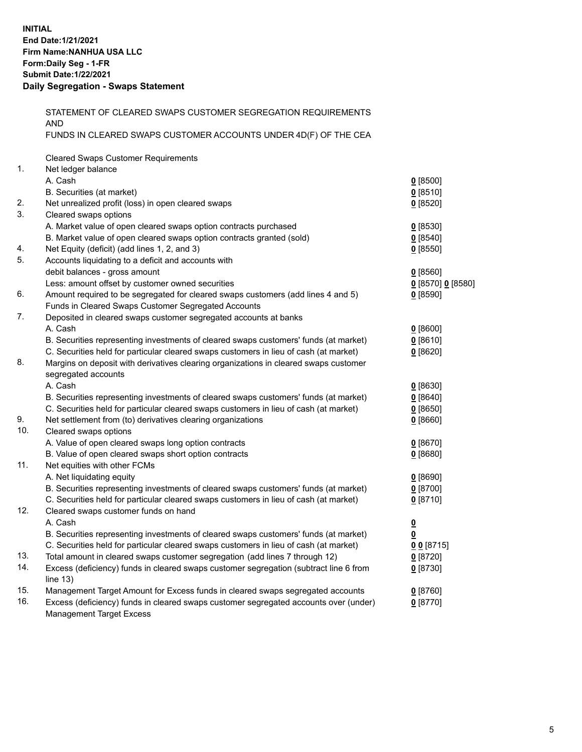**INITIAL**
**End Date:1/21/2021**
**Firm Name:NANHUA USA LLC**
**Form:Daily Seg - 1-FR**
**Submit Date:1/22/2021**
**Daily Segregation - Swaps Statement**

STATEMENT OF CLEARED SWAPS CUSTOMER SEGREGATION REQUIREMENTS AND FUNDS IN CLEARED SWAPS CUSTOMER ACCOUNTS UNDER 4D(F) OF THE CEA

| | | |
|---|---|---|
| | Cleared Swaps Customer Requirements | |
| 1. | Net ledger balance | |
| | A. Cash | 0 [8500] |
| | B. Securities (at market) | 0 [8510] |
| 2. | Net unrealized profit (loss) in open cleared swaps | 0 [8520] |
| 3. | Cleared swaps options | |
| | A. Market value of open cleared swaps option contracts purchased | 0 [8530] |
| | B. Market value of open cleared swaps option contracts granted (sold) | 0 [8540] |
| 4. | Net Equity (deficit) (add lines 1, 2, and 3) | 0 [8550] |
| 5. | Accounts liquidating to a deficit and accounts with debit balances - gross amount | 0 [8560] |
| | Less: amount offset by customer owned securities | 0 [8570] 0 [8580] |
| 6. | Amount required to be segregated for cleared swaps customers (add lines 4 and 5) | 0 [8590] |
| | Funds in Cleared Swaps Customer Segregated Accounts | |
| 7. | Deposited in cleared swaps customer segregated accounts at banks | |
| | A. Cash | 0 [8600] |
| | B. Securities representing investments of cleared swaps customers' funds (at market) | 0 [8610] |
| | C. Securities held for particular cleared swaps customers in lieu of cash (at market) | 0 [8620] |
| 8. | Margins on deposit with derivatives clearing organizations in cleared swaps customer segregated accounts | |
| | A. Cash | 0 [8630] |
| | B. Securities representing investments of cleared swaps customers' funds (at market) | 0 [8640] |
| | C. Securities held for particular cleared swaps customers in lieu of cash (at market) | 0 [8650] |
| 9. | Net settlement from (to) derivatives clearing organizations | 0 [8660] |
| 10. | Cleared swaps options | |
| | A. Value of open cleared swaps long option contracts | 0 [8670] |
| | B. Value of open cleared swaps short option contracts | 0 [8680] |
| 11. | Net equities with other FCMs | |
| | A. Net liquidating equity | 0 [8690] |
| | B. Securities representing investments of cleared swaps customers' funds (at market) | 0 [8700] |
| | C. Securities held for particular cleared swaps customers in lieu of cash (at market) | 0 [8710] |
| 12. | Cleared swaps customer funds on hand | |
| | A. Cash | 0 |
| | B. Securities representing investments of cleared swaps customers' funds (at market) | 0 |
| | C. Securities held for particular cleared swaps customers in lieu of cash (at market) | 0 0 [8715] |
| 13. | Total amount in cleared swaps customer segregation (add lines 7 through 12) | 0 [8720] |
| 14. | Excess (deficiency) funds in cleared swaps customer segregation (subtract line 6 from line 13) | 0 [8730] |
| 15. | Management Target Amount for Excess funds in cleared swaps segregated accounts | 0 [8760] |
| 16. | Excess (deficiency) funds in cleared swaps customer segregated accounts over (under) Management Target Excess | 0 [8770] |